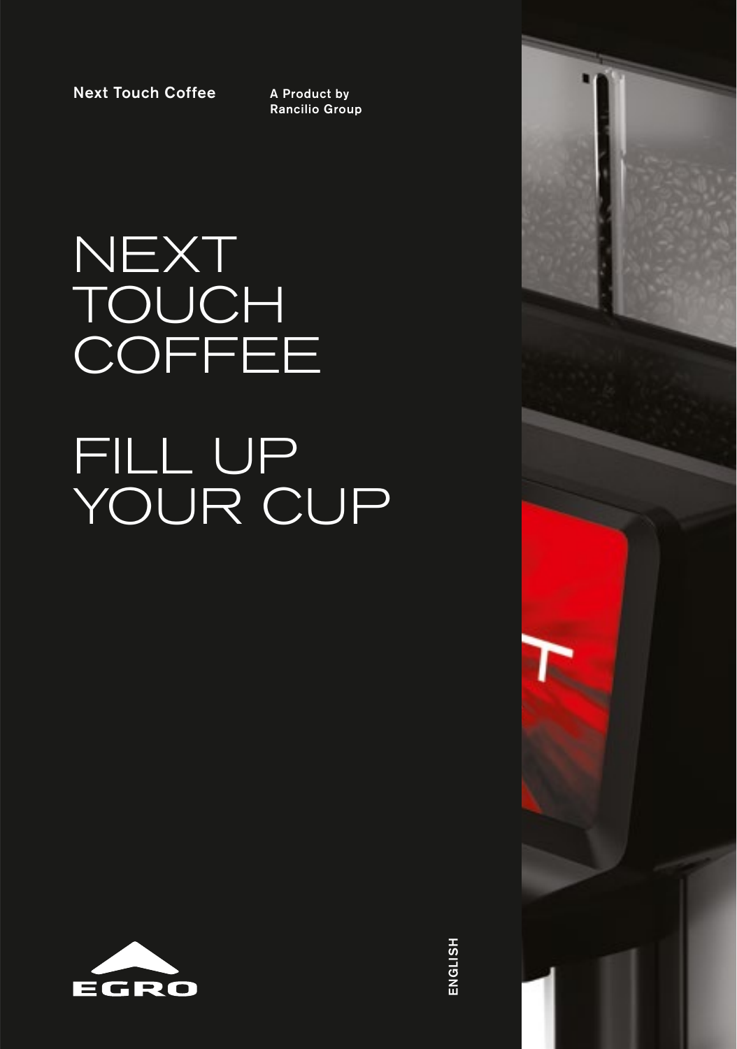Next Touch Coffee

A Product by
Rancilio Group

# NEXT TOUCH COFFEE

# FILL UP YOUR CUP

EGRO

ENGLISH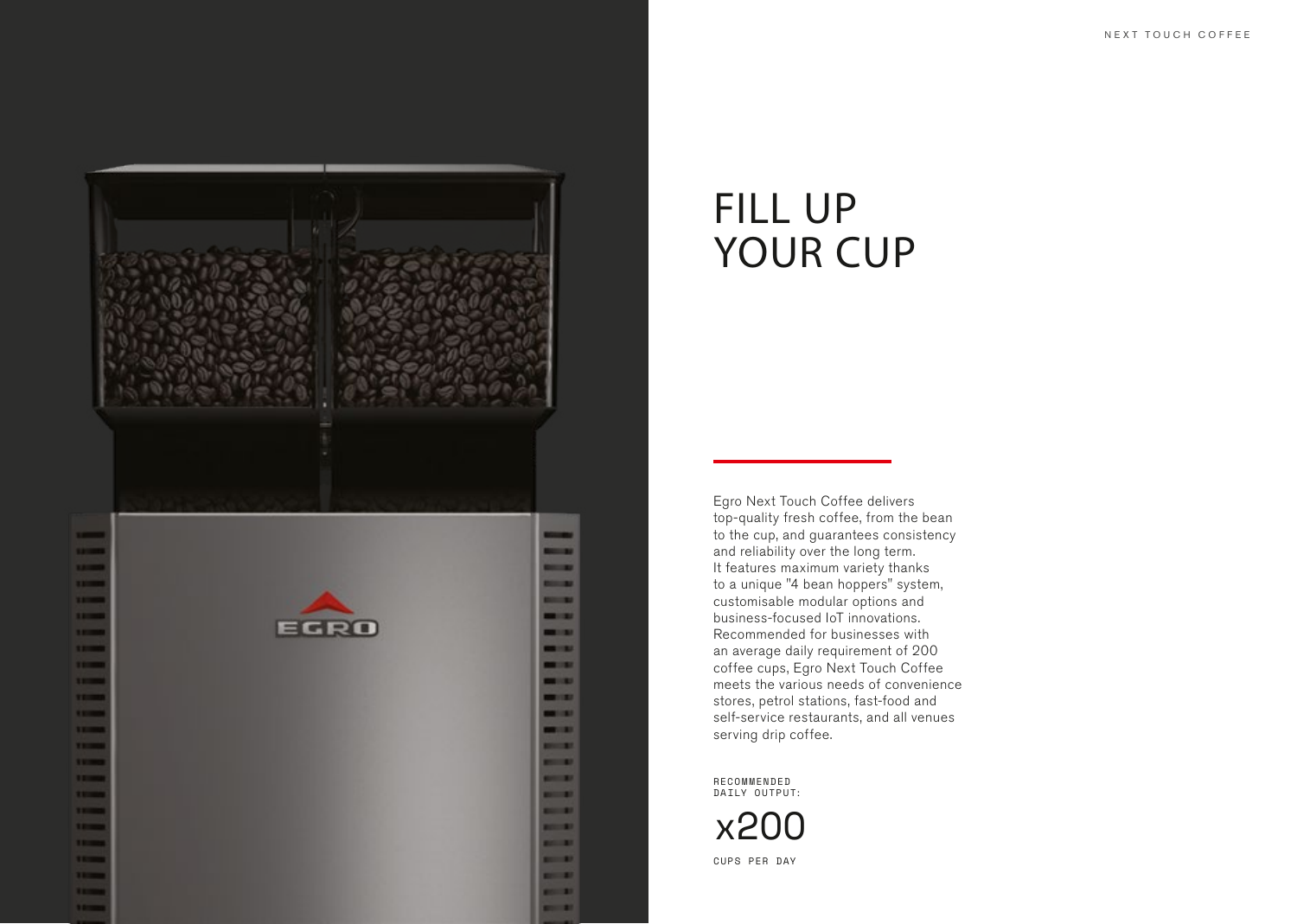# FILL UP YOUR CUP

Egro Next Touch Coffee delivers top-quality fresh coffee, from the bean to the cup, and guarantees consistency and reliability over the long term. It features maximum variety thanks to a unique "4 bean hoppers" system, customisable modular options and business-focused IoT innovations. Recommended for businesses with an average daily requirement of 200 coffee cups, Egro Next Touch Coffee meets the various needs of convenience stores, petrol stations, fast-food and self-service restaurants, and all venues serving drip coffee.

RECOMMENDED DAILY OUTPUT:

x200

CUPS PER DAY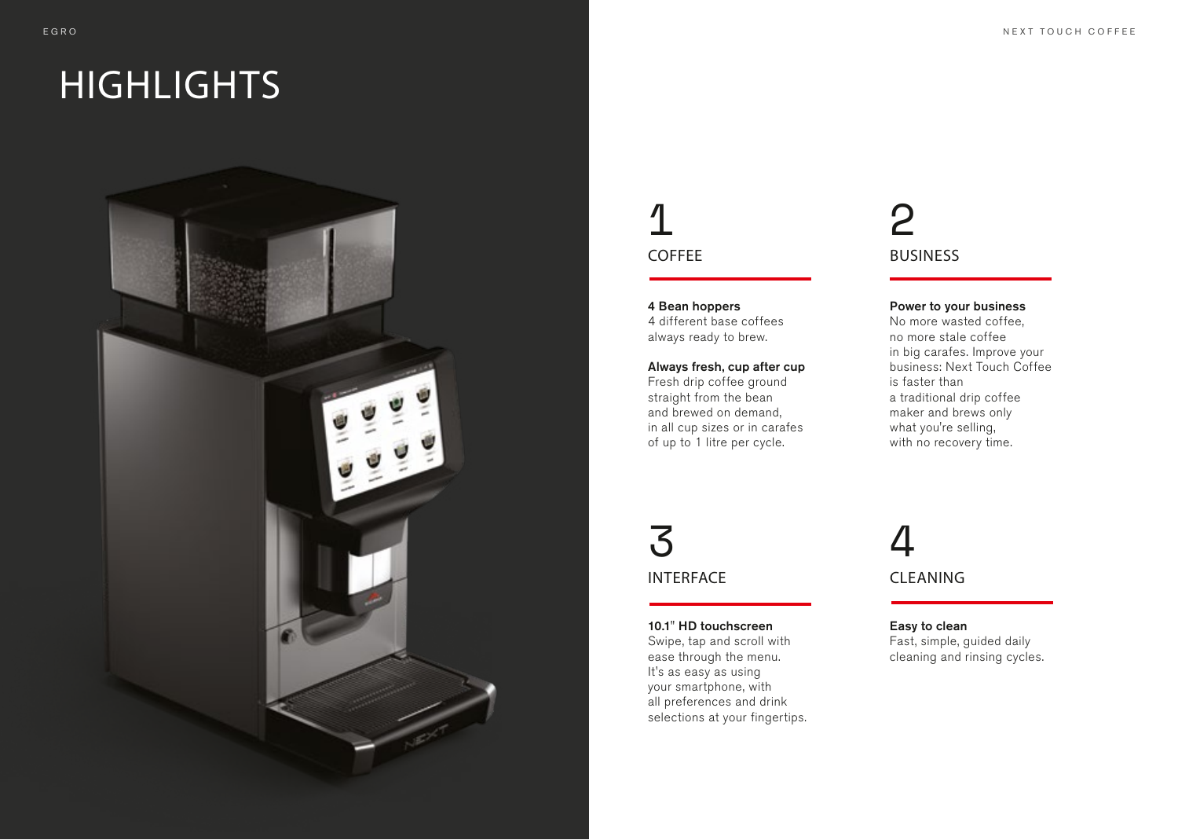# HIGHLIGHTS

## 1 COFFEE

**4 Bean hoppers**
4 different base coffees always ready to brew.

**Always fresh, cup after cup**
Fresh drip coffee ground straight from the bean and brewed on demand, in all cup sizes or in carafes of up to 1 litre per cycle.

## 2 BUSINESS

**Power to your business**
No more wasted coffee, no more stale coffee in big carafes. Improve your business: Next Touch Coffee is faster than a traditional drip coffee maker and brews only what you're selling, with no recovery time.

## 3 INTERFACE

**10.1" HD touchscreen**
Swipe, tap and scroll with ease through the menu. It's as easy as using your smartphone, with all preferences and drink selections at your fingertips.

## 4 CLEANING

**Easy to clean**
Fast, simple, guided daily cleaning and rinsing cycles.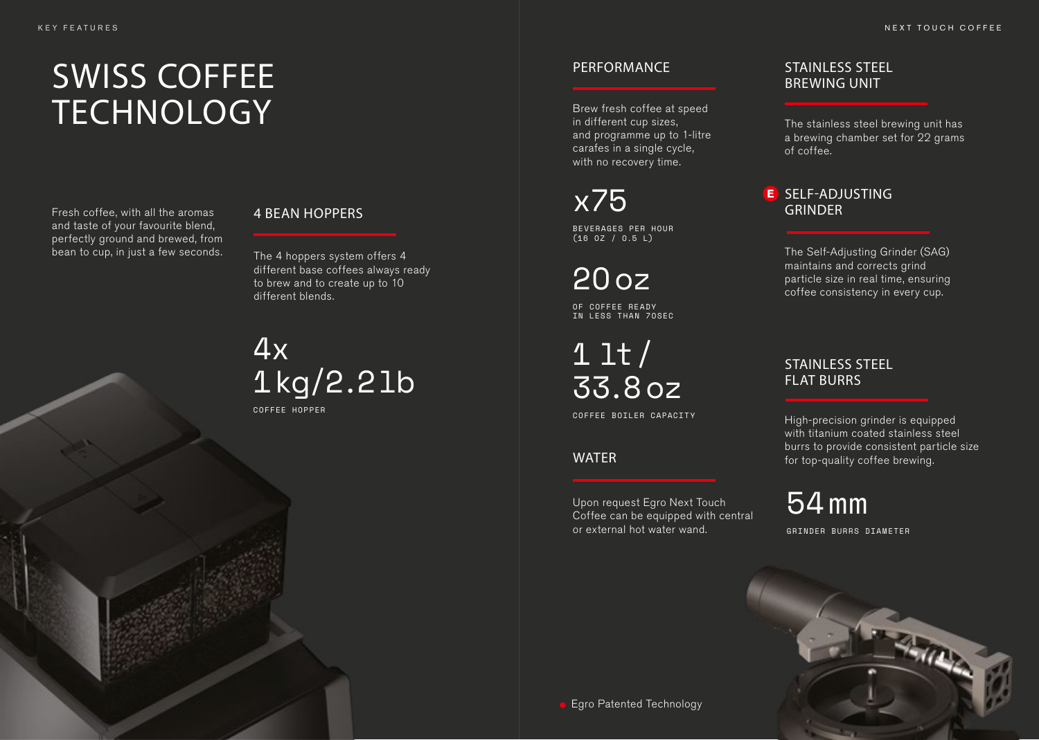# SWISS COFFEE TECHNOLOGY

Fresh coffee, with all the aromas and taste of your favourite blend, perfectly ground and brewed, from bean to cup, in just a few seconds.

## 4 BEAN HOPPERS

The 4 hoppers system offers 4 different base coffees always ready to brew and to create up to 10 different blends.

4x 1 kg/2.2 lb

COFFEE HOPPER

## PERFORMANCE

Brew fresh coffee at speed in different cup sizes, and programme up to 1-litre carafes in a single cycle, with no recovery time.

x75

BEVERAGES PER HOUR (16 OZ / 0.5 L)

20 oz

OF COFFEE READY IN LESS THAN 70SEC

1 lt / 33.8 oz

COFFEE BOILER CAPACITY

## WATER

Upon request Egro Next Touch Coffee can be equipped with central or external hot water wand.

## STAINLESS STEEL BREWING UNIT

The stainless steel brewing unit has a brewing chamber set for 22 grams of coffee.

## E SELF-ADJUSTING GRINDER

The Self-Adjusting Grinder (SAG) maintains and corrects grind particle size in real time, ensuring coffee consistency in every cup.

## STAINLESS STEEL FLAT BURRS

High-precision grinder is equipped with titanium coated stainless steel burrs to provide consistent particle size for top-quality coffee brewing.

54 mm

GRINDER BURRS DIAMETER

● Egro Patented Technology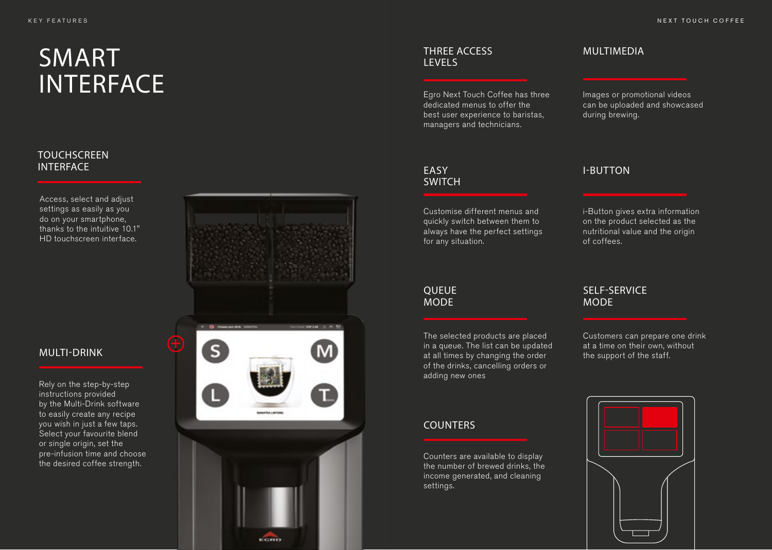# SMART INTERFACE

## TOUCHSCREEN INTERFACE

Access, select and adjust settings as easily as you do on your smartphone, thanks to the intuitive 10.1" HD touchscreen interface.

## MULTI-DRINK

Rely on the step-by-step instructions provided by the Multi-Drink software to easily create any recipe you wish in just a few taps. Select your favourite blend or single origin, set the pre-infusion time and choose the desired coffee strength.

## THREE ACCESS LEVELS

Egro Next Touch Coffee has three dedicated menus to offer the best user experience to baristas, managers and technicians.

## MULTIMEDIA

Images or promotional videos can be uploaded and showcased during brewing.

## EASY SWITCH

Customise different menus and quickly switch between them to always have the perfect settings for any situation.

## I-BUTTON

i-Button gives extra information on the product selected as the nutritional value and the origin of coffees.

## QUEUE MODE

The selected products are placed in a queue. The list can be updated at all times by changing the order of the drinks, cancelling orders or adding new ones

## SELF-SERVICE MODE

Customers can prepare one drink at a time on their own, without the support of the staff.

## COUNTERS

Counters are available to display the number of brewed drinks, the income generated, and cleaning settings.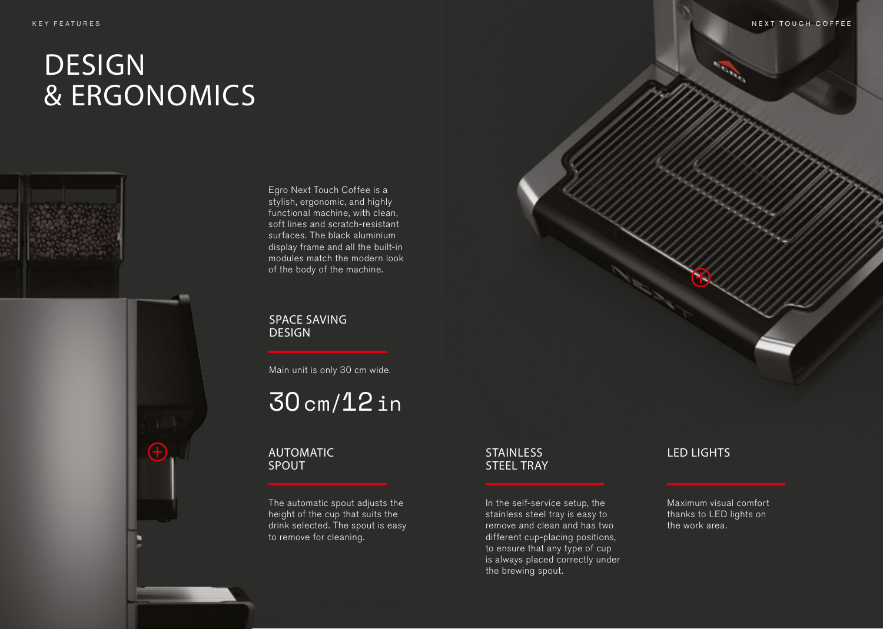# DESIGN & ERGONOMICS

Egro Next Touch Coffee is a stylish, ergonomic, and highly functional machine, with clean, soft lines and scratch-resistant surfaces. The black aluminium display frame and all the built-in modules match the modern look of the body of the machine.

## SPACE SAVING DESIGN

Main unit is only 30 cm wide.

30 cm/12 in

## AUTOMATIC SPOUT

The automatic spout adjusts the height of the cup that suits the drink selected. The spout is easy to remove for cleaning.

## STAINLESS STEEL TRAY

In the self-service setup, the stainless steel tray is easy to remove and clean and has two different cup-placing positions, to ensure that any type of cup is always placed correctly under the brewing spout.

## LED LIGHTS

Maximum visual comfort thanks to LED lights on the work area.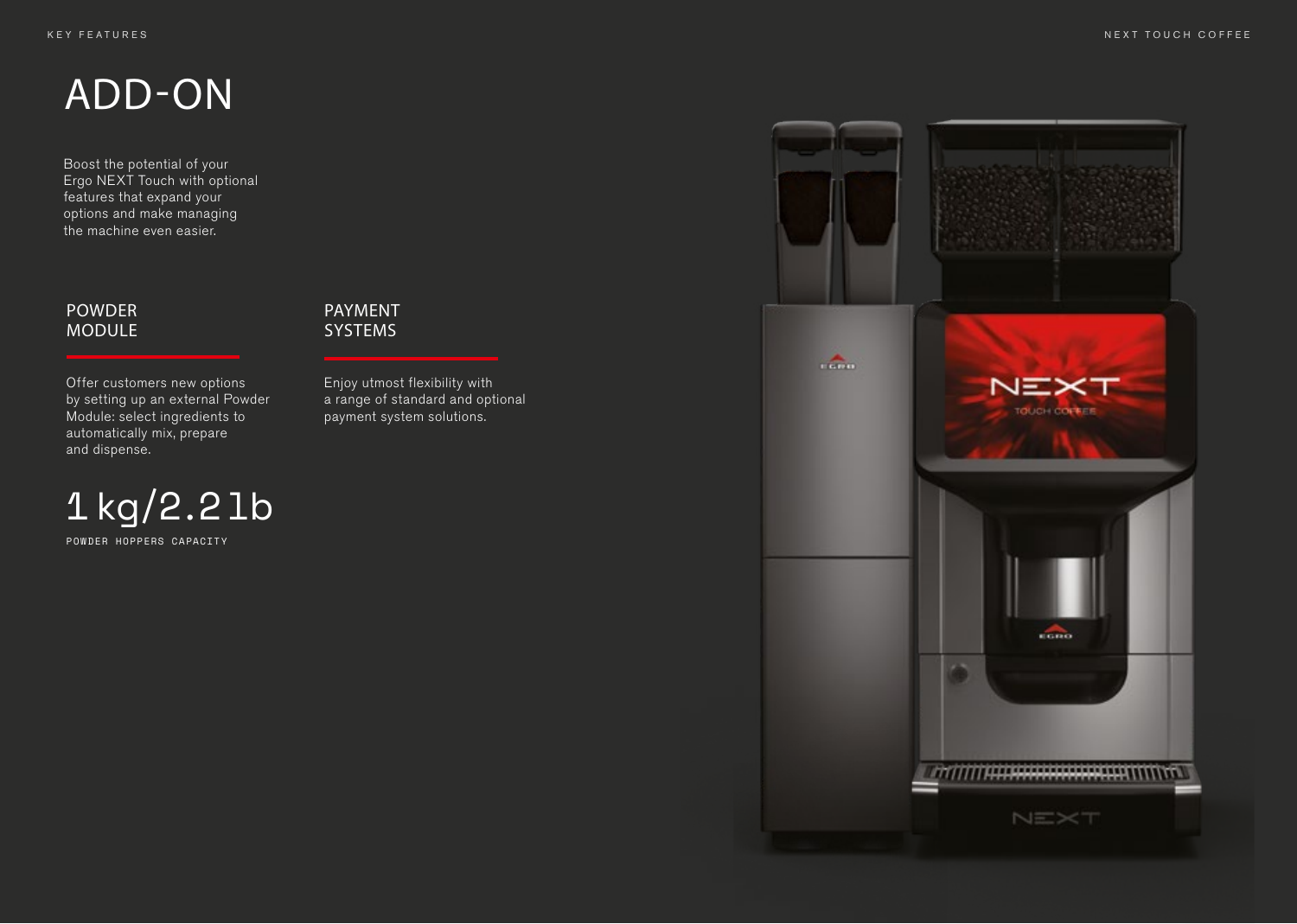# ADD-ON

Boost the potential of your Ergo NEXT Touch with optional features that expand your options and make managing the machine even easier.

## POWDER MODULE

Offer customers new options by setting up an external Powder Module: select ingredients to automatically mix, prepare and dispense.

**1 kg/2.2 lb**

POWDER HOPPERS CAPACITY

## PAYMENT SYSTEMS

Enjoy utmost flexibility with a range of standard and optional payment system solutions.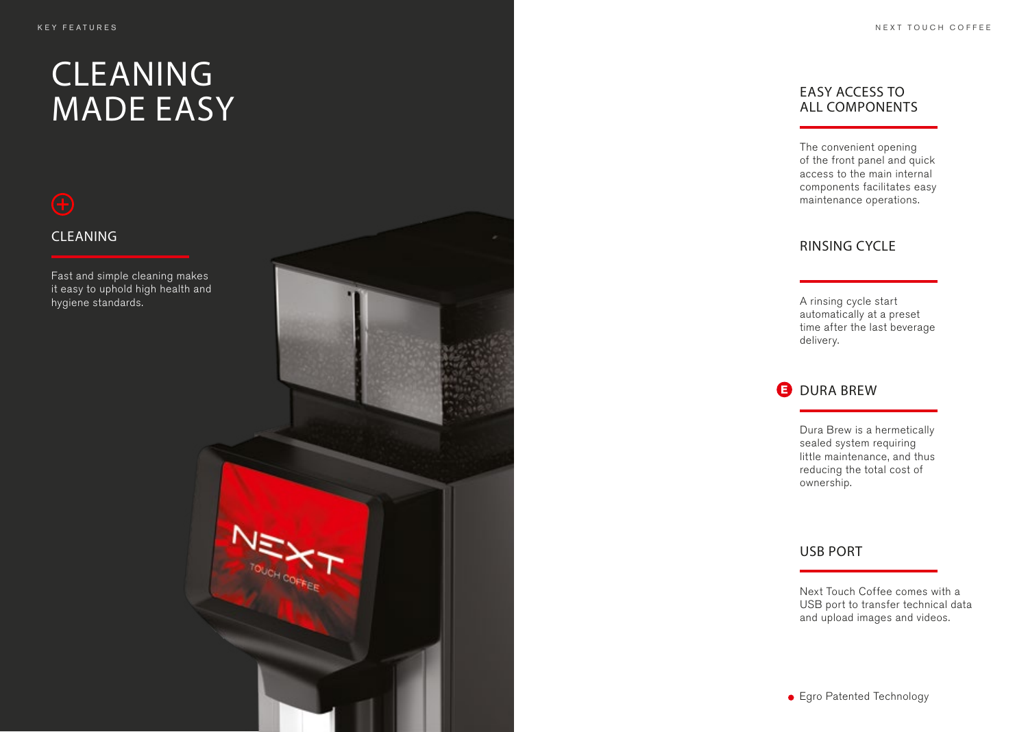# CLEANING MADE EASY

## CLEANING

Fast and simple cleaning makes it easy to uphold high health and hygiene standards.

## EASY ACCESS TO ALL COMPONENTS

The convenient opening of the front panel and quick access to the main internal components facilitates easy maintenance operations.

## RINSING CYCLE

A rinsing cycle start automatically at a preset time after the last beverage delivery.

## DURA BREW

Dura Brew is a hermetically sealed system requiring little maintenance, and thus reducing the total cost of ownership.

## USB PORT

Next Touch Coffee comes with a USB port to transfer technical data and upload images and videos.

- Egro Patented Technology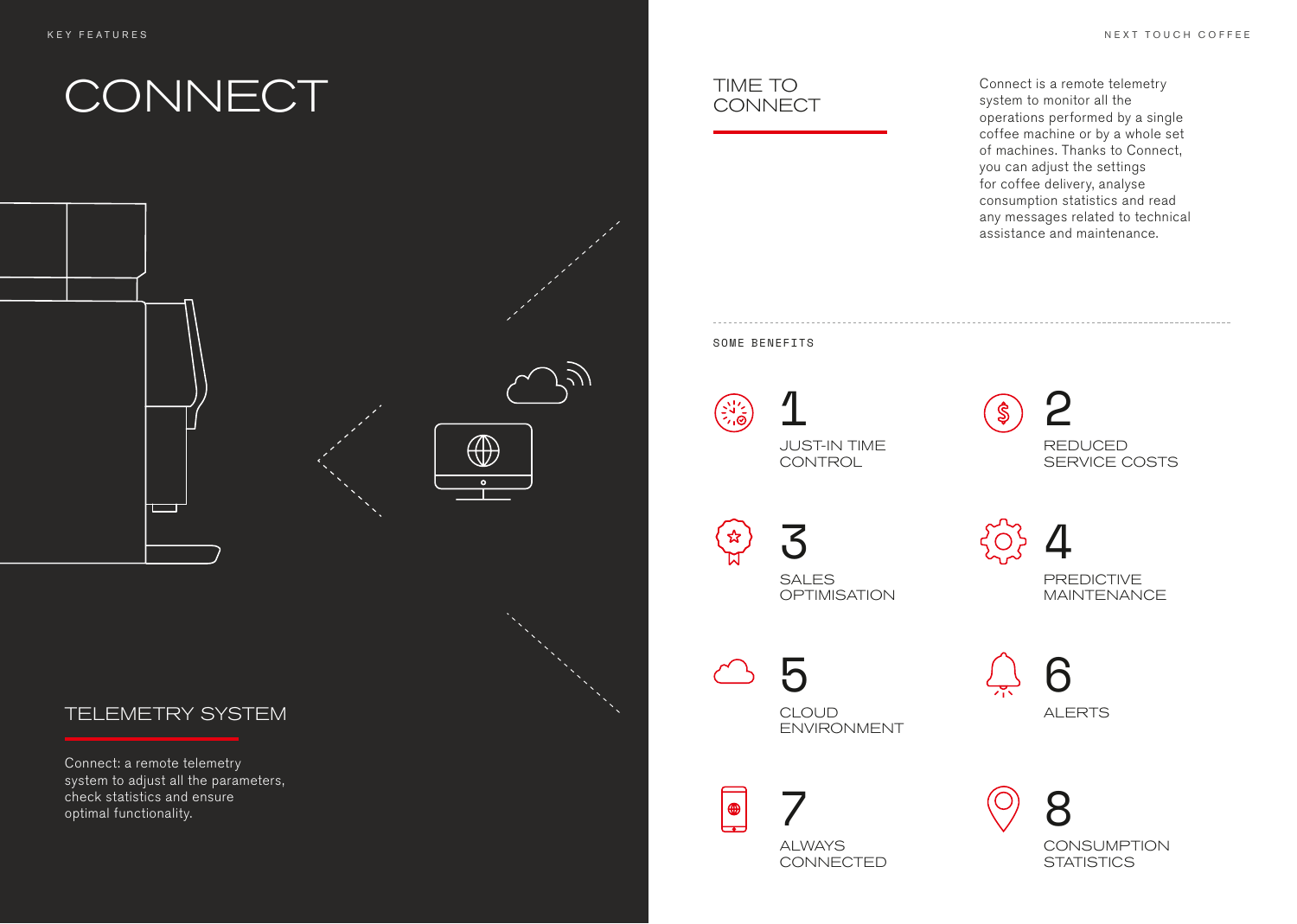# CONNECT

## TELEMETRY SYSTEM

Connect: a remote telemetry system to adjust all the parameters, check statistics and ensure optimal functionality.

## TIME TO CONNECT

Connect is a remote telemetry system to monitor all the operations performed by a single coffee machine or by a whole set of machines. Thanks to Connect, you can adjust the settings for coffee delivery, analyse consumption statistics and read any messages related to technical assistance and maintenance.

SOME BENEFITS

1 JUST-IN TIME CONTROL

2 REDUCED SERVICE COSTS

3 SALES OPTIMISATION

4 PREDICTIVE MAINTENANCE

5 CLOUD ENVIRONMENT

6 ALERTS

7 ALWAYS CONNECTED

8 CONSUMPTION STATISTICS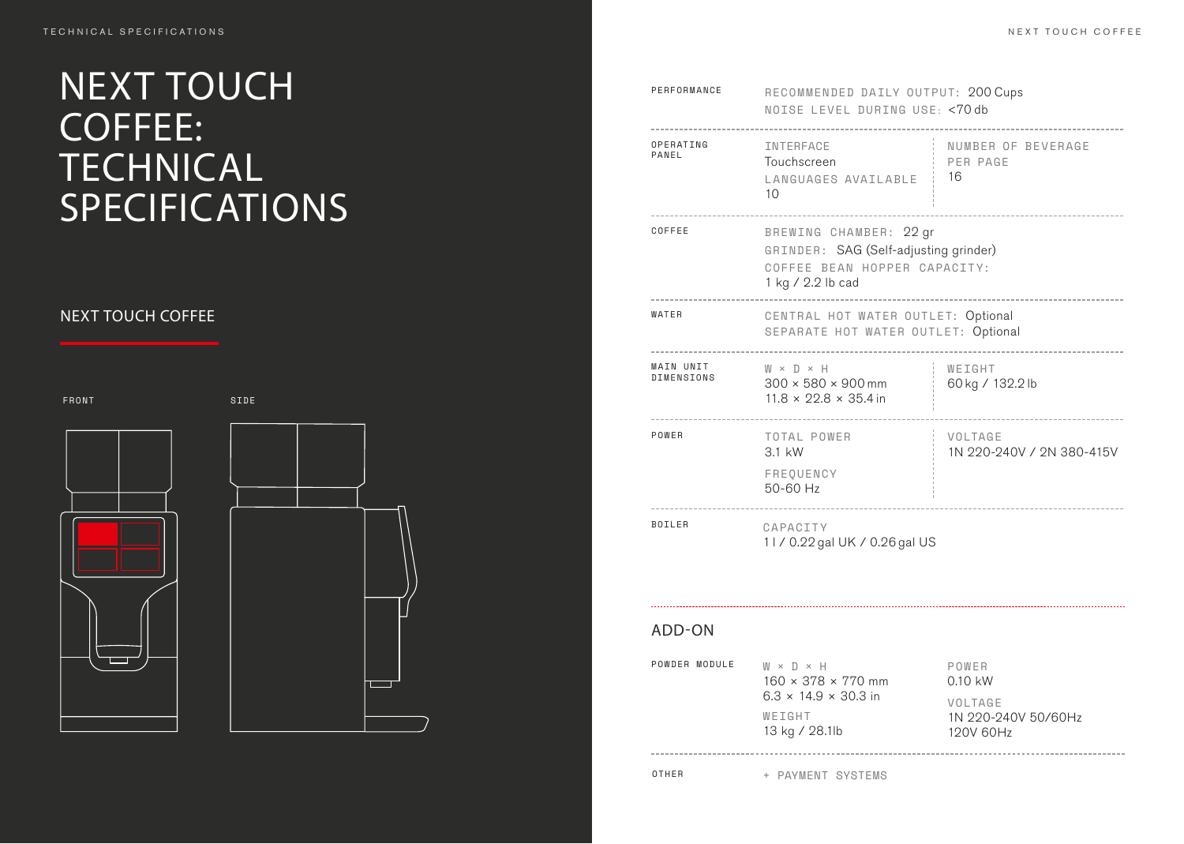# NEXT TOUCH COFFEE: TECHNICAL SPECIFICATIONS

## NEXT TOUCH COFFEE

FRONT

SIDE

| | | |
|---|---|---|
| PERFORMANCE | RECOMMENDED DAILY OUTPUT: 200 Cups<br>NOISE LEVEL DURING USE: <70 db | |
| OPERATING PANEL | INTERFACE<br>Touchscreen<br>LANGUAGES AVAILABLE<br>10 | NUMBER OF BEVERAGE PER PAGE<br>16 |
| COFFEE | BREWING CHAMBER: 22 gr<br>GRINDER: SAG (Self-adjusting grinder)<br>COFFEE BEAN HOPPER CAPACITY:<br>1 kg / 2.2 lb cad | |
| WATER | CENTRAL HOT WATER OUTLET: Optional<br>SEPARATE HOT WATER OUTLET: Optional | |
| MAIN UNIT DIMENSIONS | W × D × H<br>300 × 580 × 900 mm<br>11.8 × 22.8 × 35.4 in | WEIGHT<br>60 kg / 132.2 lb |
| POWER | TOTAL POWER<br>3.1 kW<br>FREQUENCY<br>50-60 Hz | VOLTAGE<br>1N 220-240V / 2N 380-415V |
| BOILER | CAPACITY<br>1 l / 0.22 gal UK / 0.26 gal US | |

## ADD-ON

| | | |
|---|---|---|
| POWDER MODULE | W × D × H<br>160 × 378 × 770 mm<br>6.3 × 14.9 × 30.3 in<br>WEIGHT<br>13 kg / 28.1lb | POWER<br>0.10 kW<br>VOLTAGE<br>1N 220-240V 50/60Hz<br>120V 60Hz |
| OTHER | + PAYMENT SYSTEMS | |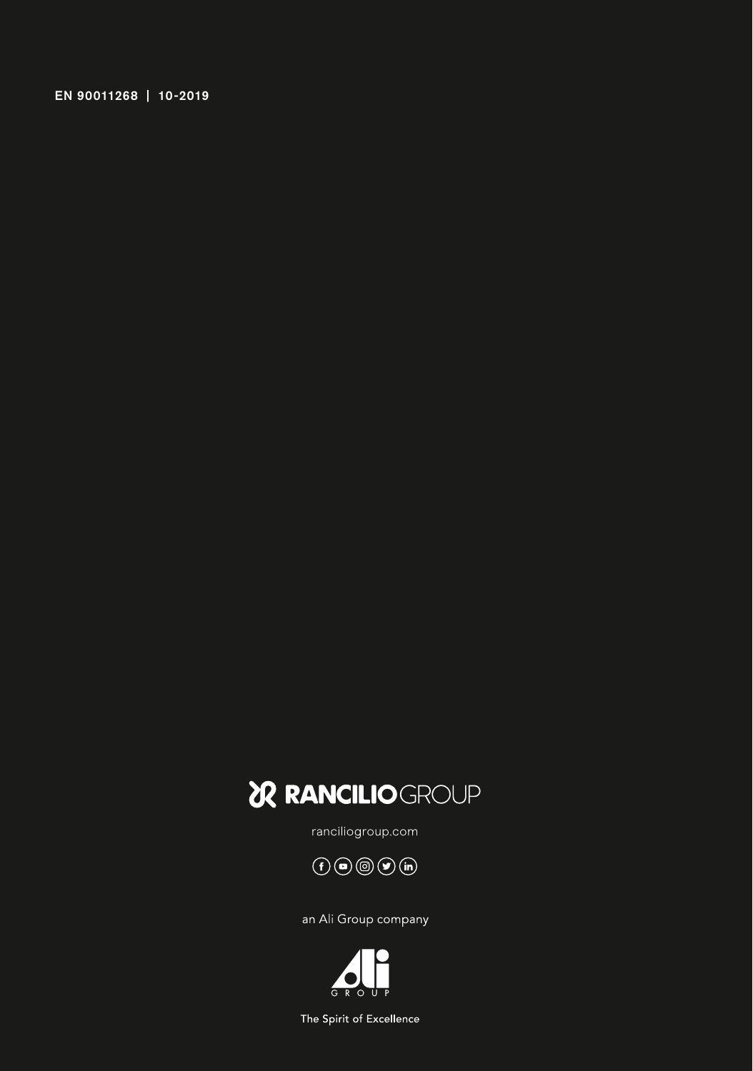EN 90011268 | 10-2019

RANCILIO GROUP

ranciliogroup.com

an Ali Group company

GROUP

The Spirit of Excellence